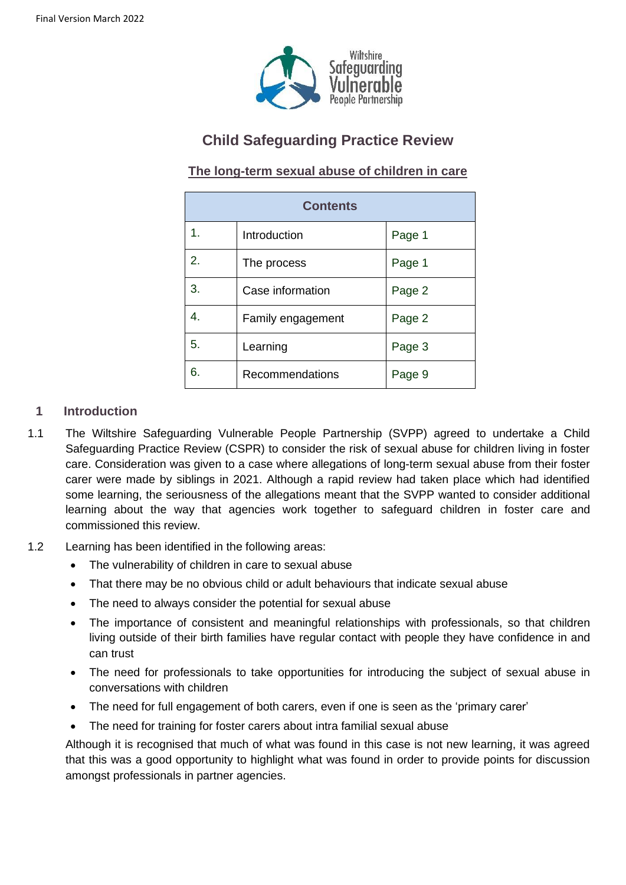Final Version March 2022

Wiltshire Safeguarding Vulnerable People Partnership

# Child Safeguarding Practice Review

## The long-term sexual abuse of children in care

| Contents | | |
|---|---|---|
| 1. | Introduction | Page 1 |
| 2. | The process | Page 1 |
| 3. | Case information | Page 2 |
| 4. | Family engagement | Page 2 |
| 5. | Learning | Page 3 |
| 6. | Recommendations | Page 9 |

## 1 Introduction

1.1 The Wiltshire Safeguarding Vulnerable People Partnership (SVPP) agreed to undertake a Child Safeguarding Practice Review (CSPR) to consider the risk of sexual abuse for children living in foster care. Consideration was given to a case where allegations of long-term sexual abuse from their foster carer were made by siblings in 2021. Although a rapid review had taken place which had identified some learning, the seriousness of the allegations meant that the SVPP wanted to consider additional learning about the way that agencies work together to safeguard children in foster care and commissioned this review.

1.2 Learning has been identified in the following areas:

- The vulnerability of children in care to sexual abuse
- That there may be no obvious child or adult behaviours that indicate sexual abuse
- The need to always consider the potential for sexual abuse
- The importance of consistent and meaningful relationships with professionals, so that children living outside of their birth families have regular contact with people they have confidence in and can trust
- The need for professionals to take opportunities for introducing the subject of sexual abuse in conversations with children
- The need for full engagement of both carers, even if one is seen as the 'primary carer'
- The need for training for foster carers about intra familial sexual abuse

Although it is recognised that much of what was found in this case is not new learning, it was agreed that this was a good opportunity to highlight what was found in order to provide points for discussion amongst professionals in partner agencies.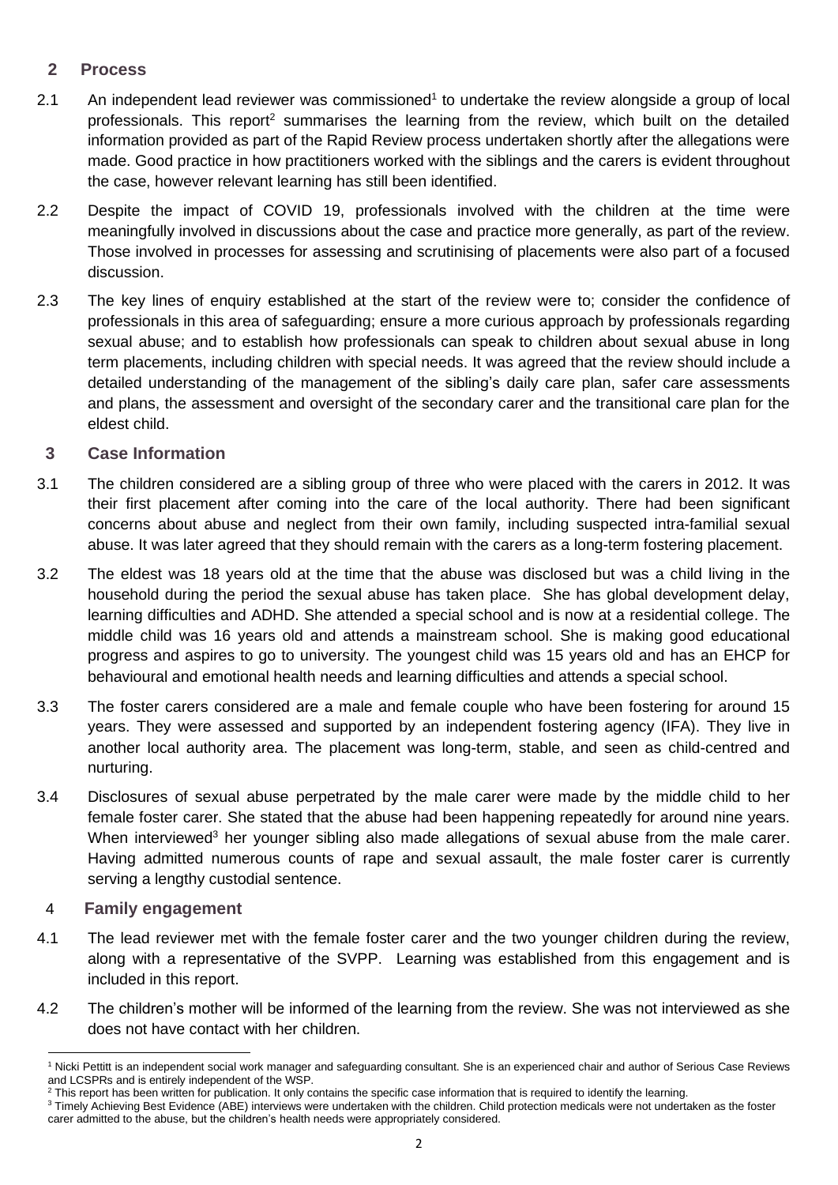## 2 Process

2.1 An independent lead reviewer was commissioned[1] to undertake the review alongside a group of local professionals. This report[2] summarises the learning from the review, which built on the detailed information provided as part of the Rapid Review process undertaken shortly after the allegations were made. Good practice in how practitioners worked with the siblings and the carers is evident throughout the case, however relevant learning has still been identified.

2.2 Despite the impact of COVID 19, professionals involved with the children at the time were meaningfully involved in discussions about the case and practice more generally, as part of the review. Those involved in processes for assessing and scrutinising of placements were also part of a focused discussion.

2.3 The key lines of enquiry established at the start of the review were to; consider the confidence of professionals in this area of safeguarding; ensure a more curious approach by professionals regarding sexual abuse; and to establish how professionals can speak to children about sexual abuse in long term placements, including children with special needs. It was agreed that the review should include a detailed understanding of the management of the sibling's daily care plan, safer care assessments and plans, the assessment and oversight of the secondary carer and the transitional care plan for the eldest child.

## 3 Case Information

3.1 The children considered are a sibling group of three who were placed with the carers in 2012. It was their first placement after coming into the care of the local authority. There had been significant concerns about abuse and neglect from their own family, including suspected intra-familial sexual abuse. It was later agreed that they should remain with the carers as a long-term fostering placement.

3.2 The eldest was 18 years old at the time that the abuse was disclosed but was a child living in the household during the period the sexual abuse has taken place. She has global development delay, learning difficulties and ADHD. She attended a special school and is now at a residential college. The middle child was 16 years old and attends a mainstream school. She is making good educational progress and aspires to go to university. The youngest child was 15 years old and has an EHCP for behavioural and emotional health needs and learning difficulties and attends a special school.

3.3 The foster carers considered are a male and female couple who have been fostering for around 15 years. They were assessed and supported by an independent fostering agency (IFA). They live in another local authority area. The placement was long-term, stable, and seen as child-centred and nurturing.

3.4 Disclosures of sexual abuse perpetrated by the male carer were made by the middle child to her female foster carer. She stated that the abuse had been happening repeatedly for around nine years. When interviewed[3] her younger sibling also made allegations of sexual abuse from the male carer. Having admitted numerous counts of rape and sexual assault, the male foster carer is currently serving a lengthy custodial sentence.

## 4 Family engagement

4.1 The lead reviewer met with the female foster carer and the two younger children during the review, along with a representative of the SVPP. Learning was established from this engagement and is included in this report.

4.2 The children's mother will be informed of the learning from the review. She was not interviewed as she does not have contact with her children.

---

[1] Nicki Pettitt is an independent social work manager and safeguarding consultant. She is an experienced chair and author of Serious Case Reviews and LCSPRs and is entirely independent of the WSP.

[2] This report has been written for publication. It only contains the specific case information that is required to identify the learning.

[3] Timely Achieving Best Evidence (ABE) interviews were undertaken with the children. Child protection medicals were not undertaken as the foster carer admitted to the abuse, but the children's health needs were appropriately considered.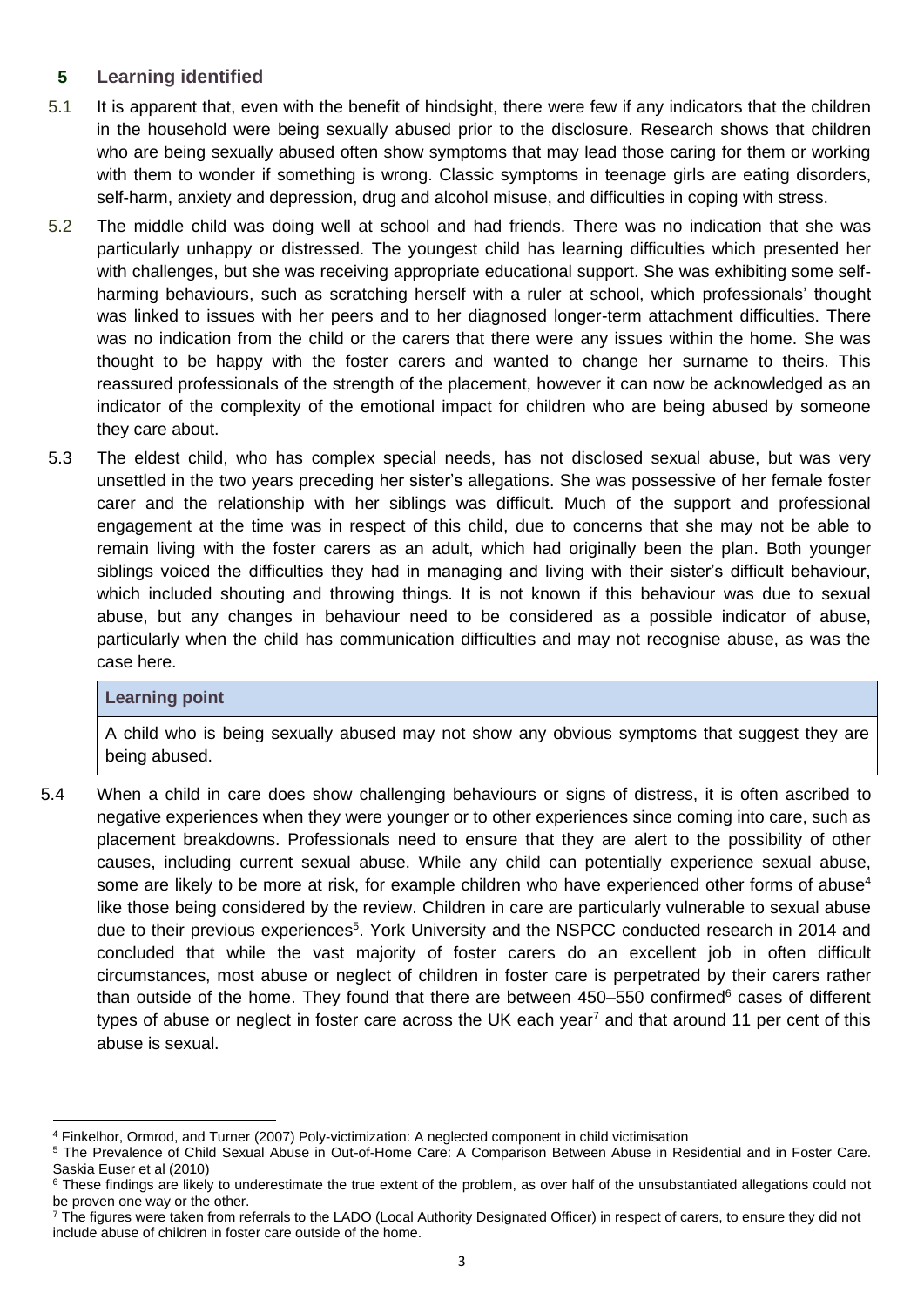## 5 Learning identified

5.1 It is apparent that, even with the benefit of hindsight, there were few if any indicators that the children in the household were being sexually abused prior to the disclosure. Research shows that children who are being sexually abused often show symptoms that may lead those caring for them or working with them to wonder if something is wrong. Classic symptoms in teenage girls are eating disorders, self-harm, anxiety and depression, drug and alcohol misuse, and difficulties in coping with stress.

5.2 The middle child was doing well at school and had friends. There was no indication that she was particularly unhappy or distressed. The youngest child has learning difficulties which presented her with challenges, but she was receiving appropriate educational support. She was exhibiting some self-harming behaviours, such as scratching herself with a ruler at school, which professionals' thought was linked to issues with her peers and to her diagnosed longer-term attachment difficulties. There was no indication from the child or the carers that there were any issues within the home. She was thought to be happy with the foster carers and wanted to change her surname to theirs. This reassured professionals of the strength of the placement, however it can now be acknowledged as an indicator of the complexity of the emotional impact for children who are being abused by someone they care about.

5.3 The eldest child, who has complex special needs, has not disclosed sexual abuse, but was very unsettled in the two years preceding her sister's allegations. She was possessive of her female foster carer and the relationship with her siblings was difficult. Much of the support and professional engagement at the time was in respect of this child, due to concerns that she may not be able to remain living with the foster carers as an adult, which had originally been the plan. Both younger siblings voiced the difficulties they had in managing and living with their sister's difficult behaviour, which included shouting and throwing things. It is not known if this behaviour was due to sexual abuse, but any changes in behaviour need to be considered as a possible indicator of abuse, particularly when the child has communication difficulties and may not recognise abuse, as was the case here.

| **Learning point** |
|---|
| A child who is being sexually abused may not show any obvious symptoms that suggest they are being abused. |

5.4 When a child in care does show challenging behaviours or signs of distress, it is often ascribed to negative experiences when they were younger or to other experiences since coming into care, such as placement breakdowns. Professionals need to ensure that they are alert to the possibility of other causes, including current sexual abuse. While any child can potentially experience sexual abuse, some are likely to be more at risk, for example children who have experienced other forms of abuse[4] like those being considered by the review. Children in care are particularly vulnerable to sexual abuse due to their previous experiences[5]. York University and the NSPCC conducted research in 2014 and concluded that while the vast majority of foster carers do an excellent job in often difficult circumstances, most abuse or neglect of children in foster care is perpetrated by their carers rather than outside of the home. They found that there are between 450–550 confirmed[6] cases of different types of abuse or neglect in foster care across the UK each year[7] and that around 11 per cent of this abuse is sexual.

---

[4] Finkelhor, Ormrod, and Turner (2007) Poly-victimization: A neglected component in child victimisation

[5] The Prevalence of Child Sexual Abuse in Out-of-Home Care: A Comparison Between Abuse in Residential and in Foster Care. Saskia Euser et al (2010)

[6] These findings are likely to underestimate the true extent of the problem, as over half of the unsubstantiated allegations could not be proven one way or the other.

[7] The figures were taken from referrals to the LADO (Local Authority Designated Officer) in respect of carers, to ensure they did not include abuse of children in foster care outside of the home.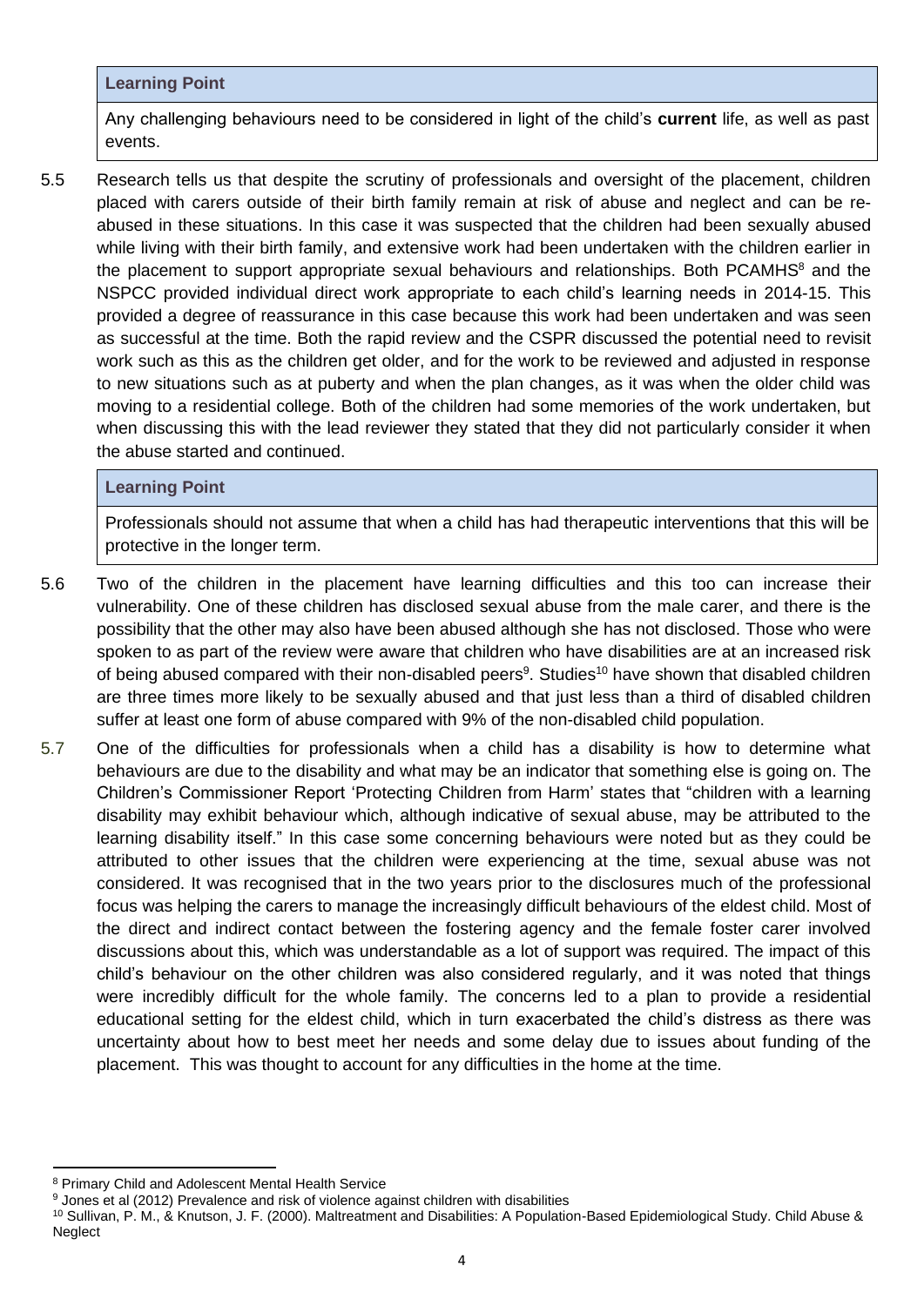**Learning Point**

Any challenging behaviours need to be considered in light of the child's **current** life, as well as past events.

5.5 Research tells us that despite the scrutiny of professionals and oversight of the placement, children placed with carers outside of their birth family remain at risk of abuse and neglect and can be re-abused in these situations. In this case it was suspected that the children had been sexually abused while living with their birth family, and extensive work had been undertaken with the children earlier in the placement to support appropriate sexual behaviours and relationships. Both PCAMHS[8] and the NSPCC provided individual direct work appropriate to each child's learning needs in 2014-15. This provided a degree of reassurance in this case because this work had been undertaken and was seen as successful at the time. Both the rapid review and the CSPR discussed the potential need to revisit work such as this as the children get older, and for the work to be reviewed and adjusted in response to new situations such as at puberty and when the plan changes, as it was when the older child was moving to a residential college. Both of the children had some memories of the work undertaken, but when discussing this with the lead reviewer they stated that they did not particularly consider it when the abuse started and continued.

**Learning Point**

Professionals should not assume that when a child has had therapeutic interventions that this will be protective in the longer term.

5.6 Two of the children in the placement have learning difficulties and this too can increase their vulnerability. One of these children has disclosed sexual abuse from the male carer, and there is the possibility that the other may also have been abused although she has not disclosed. Those who were spoken to as part of the review were aware that children who have disabilities are at an increased risk of being abused compared with their non-disabled peers[9]. Studies[10] have shown that disabled children are three times more likely to be sexually abused and that just less than a third of disabled children suffer at least one form of abuse compared with 9% of the non-disabled child population.

5.7 One of the difficulties for professionals when a child has a disability is how to determine what behaviours are due to the disability and what may be an indicator that something else is going on. The Children's Commissioner Report 'Protecting Children from Harm' states that "children with a learning disability may exhibit behaviour which, although indicative of sexual abuse, may be attributed to the learning disability itself." In this case some concerning behaviours were noted but as they could be attributed to other issues that the children were experiencing at the time, sexual abuse was not considered. It was recognised that in the two years prior to the disclosures much of the professional focus was helping the carers to manage the increasingly difficult behaviours of the eldest child. Most of the direct and indirect contact between the fostering agency and the female foster carer involved discussions about this, which was understandable as a lot of support was required. The impact of this child's behaviour on the other children was also considered regularly, and it was noted that things were incredibly difficult for the whole family. The concerns led to a plan to provide a residential educational setting for the eldest child, which in turn exacerbated the child's distress as there was uncertainty about how to best meet her needs and some delay due to issues about funding of the placement. This was thought to account for any difficulties in the home at the time.

---

[8] Primary Child and Adolescent Mental Health Service

[9] Jones et al (2012) Prevalence and risk of violence against children with disabilities

[10] Sullivan, P. M., & Knutson, J. F. (2000). Maltreatment and Disabilities: A Population-Based Epidemiological Study. Child Abuse & Neglect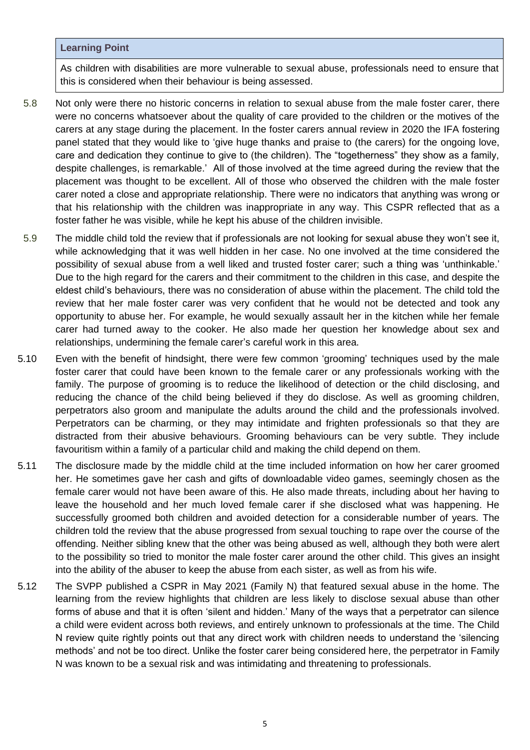**Learning Point**

As children with disabilities are more vulnerable to sexual abuse, professionals need to ensure that this is considered when their behaviour is being assessed.

5.8 Not only were there no historic concerns in relation to sexual abuse from the male foster carer, there were no concerns whatsoever about the quality of care provided to the children or the motives of the carers at any stage during the placement. In the foster carers annual review in 2020 the IFA fostering panel stated that they would like to 'give huge thanks and praise to (the carers) for the ongoing love, care and dedication they continue to give to (the children). The "togetherness" they show as a family, despite challenges, is remarkable.' All of those involved at the time agreed during the review that the placement was thought to be excellent. All of those who observed the children with the male foster carer noted a close and appropriate relationship. There were no indicators that anything was wrong or that his relationship with the children was inappropriate in any way. This CSPR reflected that as a foster father he was visible, while he kept his abuse of the children invisible.

5.9 The middle child told the review that if professionals are not looking for sexual abuse they won't see it, while acknowledging that it was well hidden in her case. No one involved at the time considered the possibility of sexual abuse from a well liked and trusted foster carer; such a thing was 'unthinkable.' Due to the high regard for the carers and their commitment to the children in this case, and despite the eldest child's behaviours, there was no consideration of abuse within the placement. The child told the review that her male foster carer was very confident that he would not be detected and took any opportunity to abuse her. For example, he would sexually assault her in the kitchen while her female carer had turned away to the cooker. He also made her question her knowledge about sex and relationships, undermining the female carer's careful work in this area.

5.10 Even with the benefit of hindsight, there were few common 'grooming' techniques used by the male foster carer that could have been known to the female carer or any professionals working with the family. The purpose of grooming is to reduce the likelihood of detection or the child disclosing, and reducing the chance of the child being believed if they do disclose. As well as grooming children, perpetrators also groom and manipulate the adults around the child and the professionals involved. Perpetrators can be charming, or they may intimidate and frighten professionals so that they are distracted from their abusive behaviours. Grooming behaviours can be very subtle. They include favouritism within a family of a particular child and making the child depend on them.

5.11 The disclosure made by the middle child at the time included information on how her carer groomed her. He sometimes gave her cash and gifts of downloadable video games, seemingly chosen as the female carer would not have been aware of this. He also made threats, including about her having to leave the household and her much loved female carer if she disclosed what was happening. He successfully groomed both children and avoided detection for a considerable number of years. The children told the review that the abuse progressed from sexual touching to rape over the course of the offending. Neither sibling knew that the other was being abused as well, although they both were alert to the possibility so tried to monitor the male foster carer around the other child. This gives an insight into the ability of the abuser to keep the abuse from each sister, as well as from his wife.

5.12 The SVPP published a CSPR in May 2021 (Family N) that featured sexual abuse in the home. The learning from the review highlights that children are less likely to disclose sexual abuse than other forms of abuse and that it is often 'silent and hidden.' Many of the ways that a perpetrator can silence a child were evident across both reviews, and entirely unknown to professionals at the time. The Child N review quite rightly points out that any direct work with children needs to understand the 'silencing methods' and not be too direct. Unlike the foster carer being considered here, the perpetrator in Family N was known to be a sexual risk and was intimidating and threatening to professionals.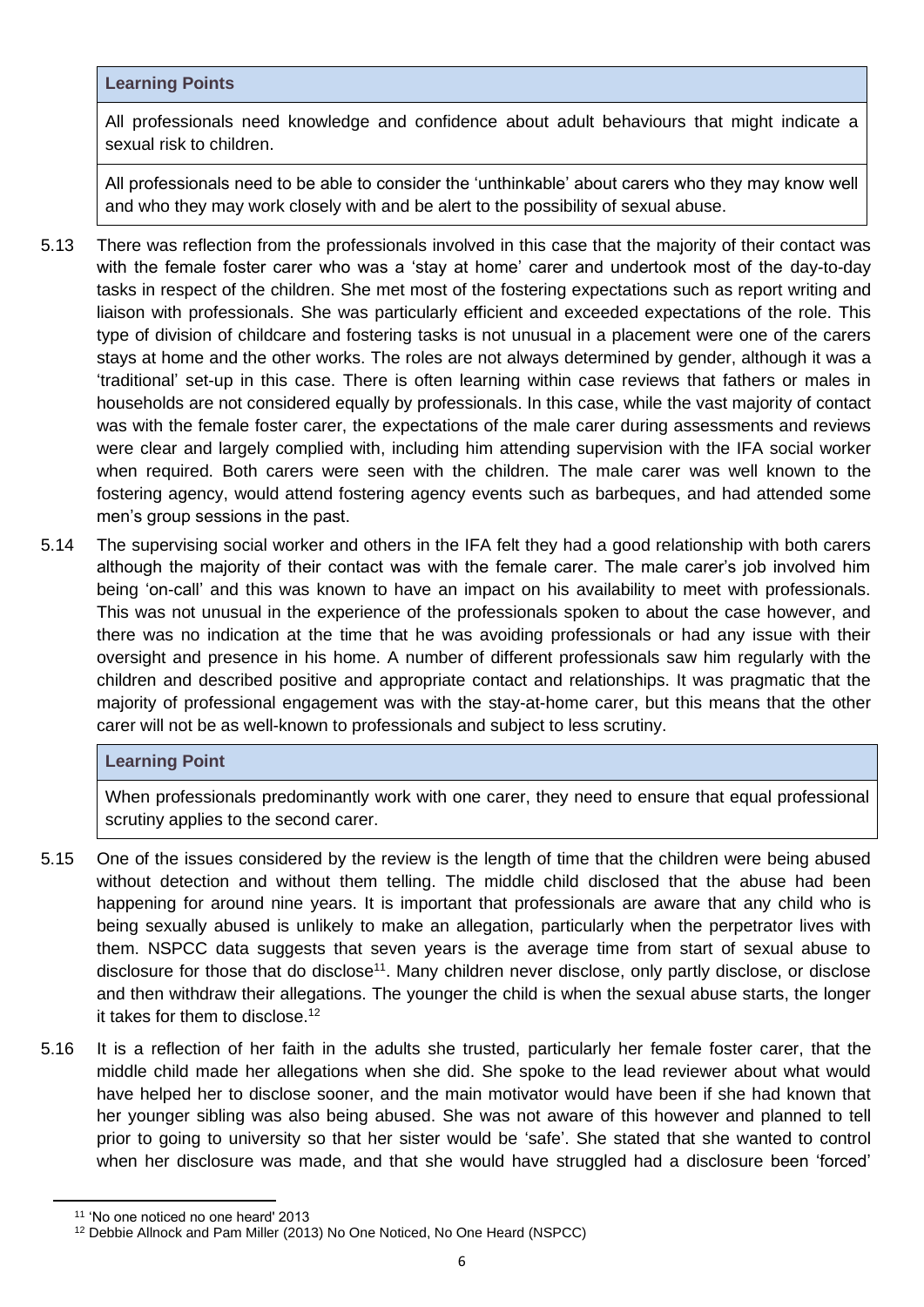| **Learning Points** |
|---|
| All professionals need knowledge and confidence about adult behaviours that might indicate a sexual risk to children. |
| All professionals need to be able to consider the 'unthinkable' about carers who they may know well and who they may work closely with and be alert to the possibility of sexual abuse. |

5.13 There was reflection from the professionals involved in this case that the majority of their contact was with the female foster carer who was a 'stay at home' carer and undertook most of the day-to-day tasks in respect of the children. She met most of the fostering expectations such as report writing and liaison with professionals. She was particularly efficient and exceeded expectations of the role. This type of division of childcare and fostering tasks is not unusual in a placement were one of the carers stays at home and the other works. The roles are not always determined by gender, although it was a 'traditional' set-up in this case. There is often learning within case reviews that fathers or males in households are not considered equally by professionals. In this case, while the vast majority of contact was with the female foster carer, the expectations of the male carer during assessments and reviews were clear and largely complied with, including him attending supervision with the IFA social worker when required. Both carers were seen with the children. The male carer was well known to the fostering agency, would attend fostering agency events such as barbeques, and had attended some men's group sessions in the past.

5.14 The supervising social worker and others in the IFA felt they had a good relationship with both carers although the majority of their contact was with the female carer. The male carer's job involved him being 'on-call' and this was known to have an impact on his availability to meet with professionals. This was not unusual in the experience of the professionals spoken to about the case however, and there was no indication at the time that he was avoiding professionals or had any issue with their oversight and presence in his home. A number of different professionals saw him regularly with the children and described positive and appropriate contact and relationships. It was pragmatic that the majority of professional engagement was with the stay-at-home carer, but this means that the other carer will not be as well-known to professionals and subject to less scrutiny.

| **Learning Point** |
|---|
| When professionals predominantly work with one carer, they need to ensure that equal professional scrutiny applies to the second carer. |

5.15 One of the issues considered by the review is the length of time that the children were being abused without detection and without them telling. The middle child disclosed that the abuse had been happening for around nine years. It is important that professionals are aware that any child who is being sexually abused is unlikely to make an allegation, particularly when the perpetrator lives with them. NSPCC data suggests that seven years is the average time from start of sexual abuse to disclosure for those that do disclose[11]. Many children never disclose, only partly disclose, or disclose and then withdraw their allegations. The younger the child is when the sexual abuse starts, the longer it takes for them to disclose.[12]

5.16 It is a reflection of her faith in the adults she trusted, particularly her female foster carer, that the middle child made her allegations when she did. She spoke to the lead reviewer about what would have helped her to disclose sooner, and the main motivator would have been if she had known that her younger sibling was also being abused. She was not aware of this however and planned to tell prior to going to university so that her sister would be 'safe'. She stated that she wanted to control when her disclosure was made, and that she would have struggled had a disclosure been 'forced'

[11] 'No one noticed no one heard' 2013

[12] Debbie Allnock and Pam Miller (2013) No One Noticed, No One Heard (NSPCC)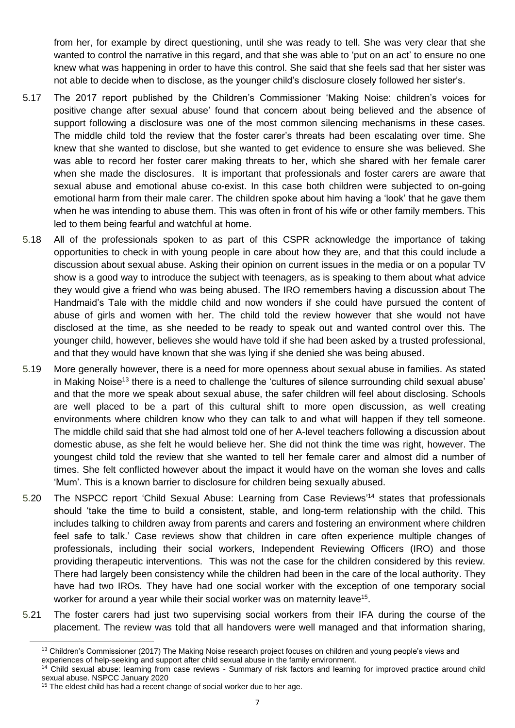from her, for example by direct questioning, until she was ready to tell. She was very clear that she wanted to control the narrative in this regard, and that she was able to 'put on an act' to ensure no one knew what was happening in order to have this control. She said that she feels sad that her sister was not able to decide when to disclose, as the younger child's disclosure closely followed her sister's.

5.17 The 2017 report published by the Children's Commissioner 'Making Noise: children's voices for positive change after sexual abuse' found that concern about being believed and the absence of support following a disclosure was one of the most common silencing mechanisms in these cases. The middle child told the review that the foster carer's threats had been escalating over time. She knew that she wanted to disclose, but she wanted to get evidence to ensure she was believed. She was able to record her foster carer making threats to her, which she shared with her female carer when she made the disclosures. It is important that professionals and foster carers are aware that sexual abuse and emotional abuse co-exist. In this case both children were subjected to on-going emotional harm from their male carer. The children spoke about him having a 'look' that he gave them when he was intending to abuse them. This was often in front of his wife or other family members. This led to them being fearful and watchful at home.

5.18 All of the professionals spoken to as part of this CSPR acknowledge the importance of taking opportunities to check in with young people in care about how they are, and that this could include a discussion about sexual abuse. Asking their opinion on current issues in the media or on a popular TV show is a good way to introduce the subject with teenagers, as is speaking to them about what advice they would give a friend who was being abused. The IRO remembers having a discussion about The Handmaid's Tale with the middle child and now wonders if she could have pursued the content of abuse of girls and women with her. The child told the review however that she would not have disclosed at the time, as she needed to be ready to speak out and wanted control over this. The younger child, however, believes she would have told if she had been asked by a trusted professional, and that they would have known that she was lying if she denied she was being abused.

5.19 More generally however, there is a need for more openness about sexual abuse in families. As stated in Making Noise[13] there is a need to challenge the 'cultures of silence surrounding child sexual abuse' and that the more we speak about sexual abuse, the safer children will feel about disclosing. Schools are well placed to be a part of this cultural shift to more open discussion, as well creating environments where children know who they can talk to and what will happen if they tell someone. The middle child said that she had almost told one of her A-level teachers following a discussion about domestic abuse, as she felt he would believe her. She did not think the time was right, however. The youngest child told the review that she wanted to tell her female carer and almost did a number of times. She felt conflicted however about the impact it would have on the woman she loves and calls 'Mum'. This is a known barrier to disclosure for children being sexually abused.

5.20 The NSPCC report 'Child Sexual Abuse: Learning from Case Reviews'[14] states that professionals should 'take the time to build a consistent, stable, and long-term relationship with the child. This includes talking to children away from parents and carers and fostering an environment where children feel safe to talk.' Case reviews show that children in care often experience multiple changes of professionals, including their social workers, Independent Reviewing Officers (IRO) and those providing therapeutic interventions. This was not the case for the children considered by this review. There had largely been consistency while the children had been in the care of the local authority. They have had two IROs. They have had one social worker with the exception of one temporary social worker for around a year while their social worker was on maternity leave[15].

5.21 The foster carers had just two supervising social workers from their IFA during the course of the placement. The review was told that all handovers were well managed and that information sharing,

---

[13] Children's Commissioner (2017) The Making Noise research project focuses on children and young people's views and experiences of help-seeking and support after child sexual abuse in the family environment.

[14] Child sexual abuse: learning from case reviews - Summary of risk factors and learning for improved practice around child sexual abuse. NSPCC January 2020

[15] The eldest child has had a recent change of social worker due to her age.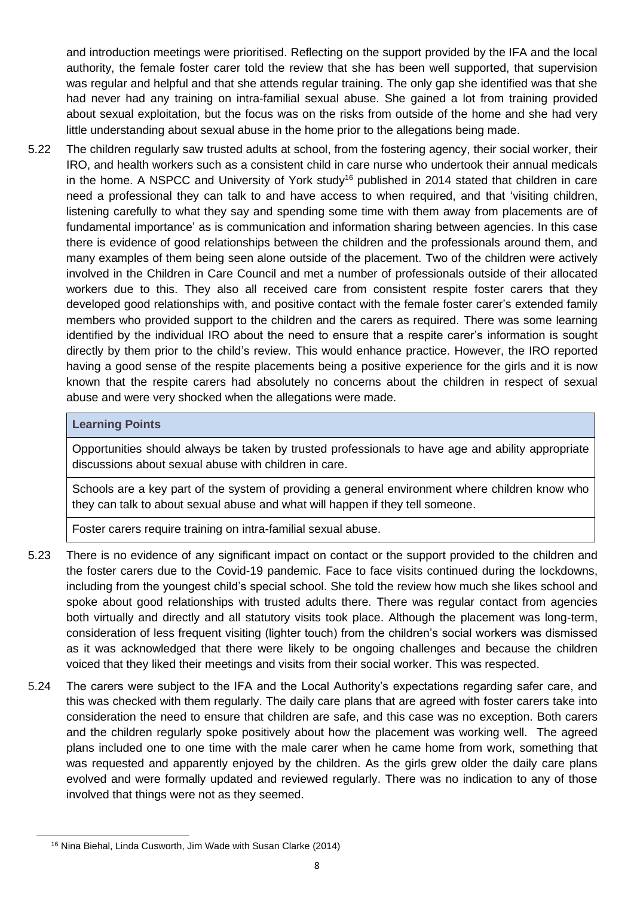and introduction meetings were prioritised. Reflecting on the support provided by the IFA and the local authority, the female foster carer told the review that she has been well supported, that supervision was regular and helpful and that she attends regular training. The only gap she identified was that she had never had any training on intra-familial sexual abuse. She gained a lot from training provided about sexual exploitation, but the focus was on the risks from outside of the home and she had very little understanding about sexual abuse in the home prior to the allegations being made.

5.22 The children regularly saw trusted adults at school, from the fostering agency, their social worker, their IRO, and health workers such as a consistent child in care nurse who undertook their annual medicals in the home. A NSPCC and University of York study[16] published in 2014 stated that children in care need a professional they can talk to and have access to when required, and that 'visiting children, listening carefully to what they say and spending some time with them away from placements are of fundamental importance' as is communication and information sharing between agencies. In this case there is evidence of good relationships between the children and the professionals around them, and many examples of them being seen alone outside of the placement. Two of the children were actively involved in the Children in Care Council and met a number of professionals outside of their allocated workers due to this. They also all received care from consistent respite foster carers that they developed good relationships with, and positive contact with the female foster carer's extended family members who provided support to the children and the carers as required. There was some learning identified by the individual IRO about the need to ensure that a respite carer's information is sought directly by them prior to the child's review. This would enhance practice. However, the IRO reported having a good sense of the respite placements being a positive experience for the girls and it is now known that the respite carers had absolutely no concerns about the children in respect of sexual abuse and were very shocked when the allegations were made.

| **Learning Points** |
| --- |
| Opportunities should always be taken by trusted professionals to have age and ability appropriate discussions about sexual abuse with children in care. |
| Schools are a key part of the system of providing a general environment where children know who they can talk to about sexual abuse and what will happen if they tell someone. |
| Foster carers require training on intra-familial sexual abuse. |

5.23 There is no evidence of any significant impact on contact or the support provided to the children and the foster carers due to the Covid-19 pandemic. Face to face visits continued during the lockdowns, including from the youngest child's special school. She told the review how much she likes school and spoke about good relationships with trusted adults there. There was regular contact from agencies both virtually and directly and all statutory visits took place. Although the placement was long-term, consideration of less frequent visiting (lighter touch) from the children's social workers was dismissed as it was acknowledged that there were likely to be ongoing challenges and because the children voiced that they liked their meetings and visits from their social worker. This was respected.

5.24 The carers were subject to the IFA and the Local Authority's expectations regarding safer care, and this was checked with them regularly. The daily care plans that are agreed with foster carers take into consideration the need to ensure that children are safe, and this case was no exception. Both carers and the children regularly spoke positively about how the placement was working well. The agreed plans included one to one time with the male carer when he came home from work, something that was requested and apparently enjoyed by the children. As the girls grew older the daily care plans evolved and were formally updated and reviewed regularly. There was no indication to any of those involved that things were not as they seemed.

[16] Nina Biehal, Linda Cusworth, Jim Wade with Susan Clarke (2014)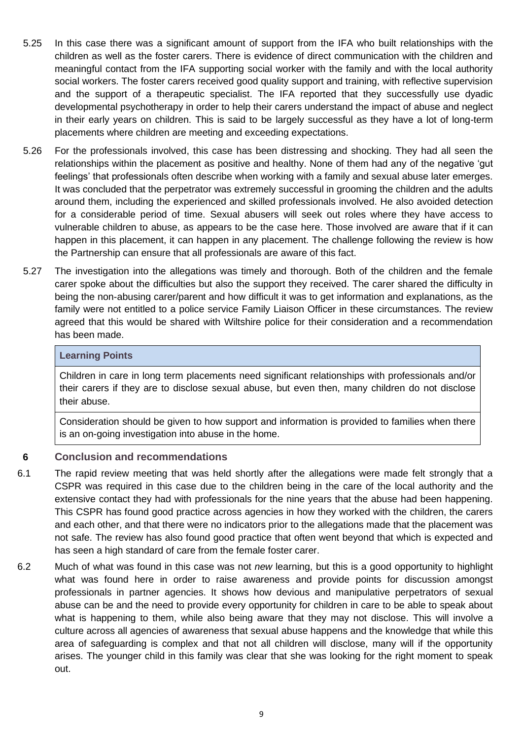5.25 In this case there was a significant amount of support from the IFA who built relationships with the children as well as the foster carers. There is evidence of direct communication with the children and meaningful contact from the IFA supporting social worker with the family and with the local authority social workers. The foster carers received good quality support and training, with reflective supervision and the support of a therapeutic specialist. The IFA reported that they successfully use dyadic developmental psychotherapy in order to help their carers understand the impact of abuse and neglect in their early years on children. This is said to be largely successful as they have a lot of long-term placements where children are meeting and exceeding expectations.

5.26 For the professionals involved, this case has been distressing and shocking. They had all seen the relationships within the placement as positive and healthy. None of them had any of the negative 'gut feelings' that professionals often describe when working with a family and sexual abuse later emerges. It was concluded that the perpetrator was extremely successful in grooming the children and the adults around them, including the experienced and skilled professionals involved. He also avoided detection for a considerable period of time. Sexual abusers will seek out roles where they have access to vulnerable children to abuse, as appears to be the case here. Those involved are aware that if it can happen in this placement, it can happen in any placement. The challenge following the review is how the Partnership can ensure that all professionals are aware of this fact.

5.27 The investigation into the allegations was timely and thorough. Both of the children and the female carer spoke about the difficulties but also the support they received. The carer shared the difficulty in being the non-abusing carer/parent and how difficult it was to get information and explanations, as the family were not entitled to a police service Family Liaison Officer in these circumstances. The review agreed that this would be shared with Wiltshire police for their consideration and a recommendation has been made.

| **Learning Points** |
|---|
| Children in care in long term placements need significant relationships with professionals and/or their carers if they are to disclose sexual abuse, but even then, many children do not disclose their abuse. |
| Consideration should be given to how support and information is provided to families when there is an on-going investigation into abuse in the home. |

## 6 Conclusion and recommendations

6.1 The rapid review meeting that was held shortly after the allegations were made felt strongly that a CSPR was required in this case due to the children being in the care of the local authority and the extensive contact they had with professionals for the nine years that the abuse had been happening. This CSPR has found good practice across agencies in how they worked with the children, the carers and each other, and that there were no indicators prior to the allegations made that the placement was not safe. The review has also found good practice that often went beyond that which is expected and has seen a high standard of care from the female foster carer.

6.2 Much of what was found in this case was not *new* learning, but this is a good opportunity to highlight what was found here in order to raise awareness and provide points for discussion amongst professionals in partner agencies. It shows how devious and manipulative perpetrators of sexual abuse can be and the need to provide every opportunity for children in care to be able to speak about what is happening to them, while also being aware that they may not disclose. This will involve a culture across all agencies of awareness that sexual abuse happens and the knowledge that while this area of safeguarding is complex and that not all children will disclose, many will if the opportunity arises. The younger child in this family was clear that she was looking for the right moment to speak out.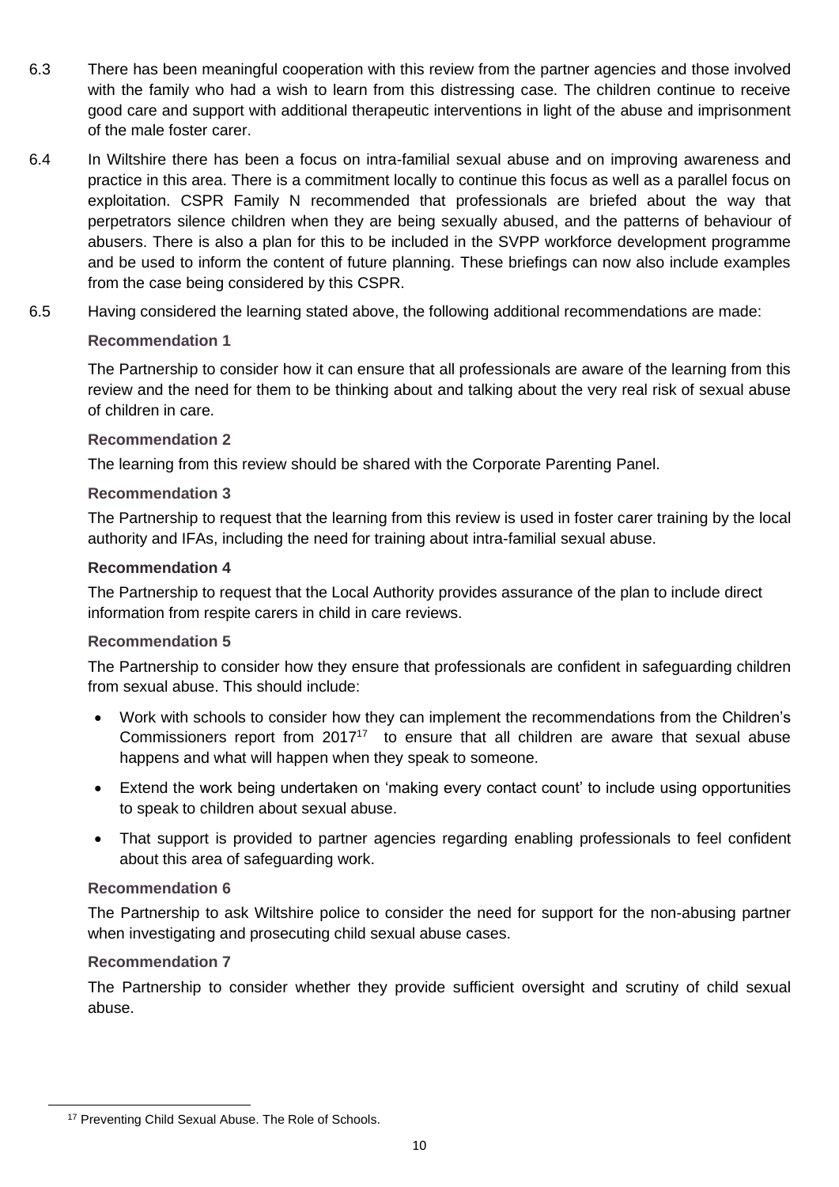6.3 There has been meaningful cooperation with this review from the partner agencies and those involved with the family who had a wish to learn from this distressing case. The children continue to receive good care and support with additional therapeutic interventions in light of the abuse and imprisonment of the male foster carer.

6.4 In Wiltshire there has been a focus on intra-familial sexual abuse and on improving awareness and practice in this area. There is a commitment locally to continue this focus as well as a parallel focus on exploitation. CSPR Family N recommended that professionals are briefed about the way that perpetrators silence children when they are being sexually abused, and the patterns of behaviour of abusers. There is also a plan for this to be included in the SVPP workforce development programme and be used to inform the content of future planning. These briefings can now also include examples from the case being considered by this CSPR.

6.5 Having considered the learning stated above, the following additional recommendations are made:

**Recommendation 1**

The Partnership to consider how it can ensure that all professionals are aware of the learning from this review and the need for them to be thinking about and talking about the very real risk of sexual abuse of children in care.

**Recommendation 2**

The learning from this review should be shared with the Corporate Parenting Panel.

**Recommendation 3**

The Partnership to request that the learning from this review is used in foster carer training by the local authority and IFAs, including the need for training about intra-familial sexual abuse.

**Recommendation 4**

The Partnership to request that the Local Authority provides assurance of the plan to include direct information from respite carers in child in care reviews.

**Recommendation 5**

The Partnership to consider how they ensure that professionals are confident in safeguarding children from sexual abuse. This should include:

- Work with schools to consider how they can implement the recommendations from the Children's Commissioners report from 2017[17] to ensure that all children are aware that sexual abuse happens and what will happen when they speak to someone.
- Extend the work being undertaken on 'making every contact count' to include using opportunities to speak to children about sexual abuse.
- That support is provided to partner agencies regarding enabling professionals to feel confident about this area of safeguarding work.

**Recommendation 6**

The Partnership to ask Wiltshire police to consider the need for support for the non-abusing partner when investigating and prosecuting child sexual abuse cases.

**Recommendation 7**

The Partnership to consider whether they provide sufficient oversight and scrutiny of child sexual abuse.

[17] Preventing Child Sexual Abuse. The Role of Schools.